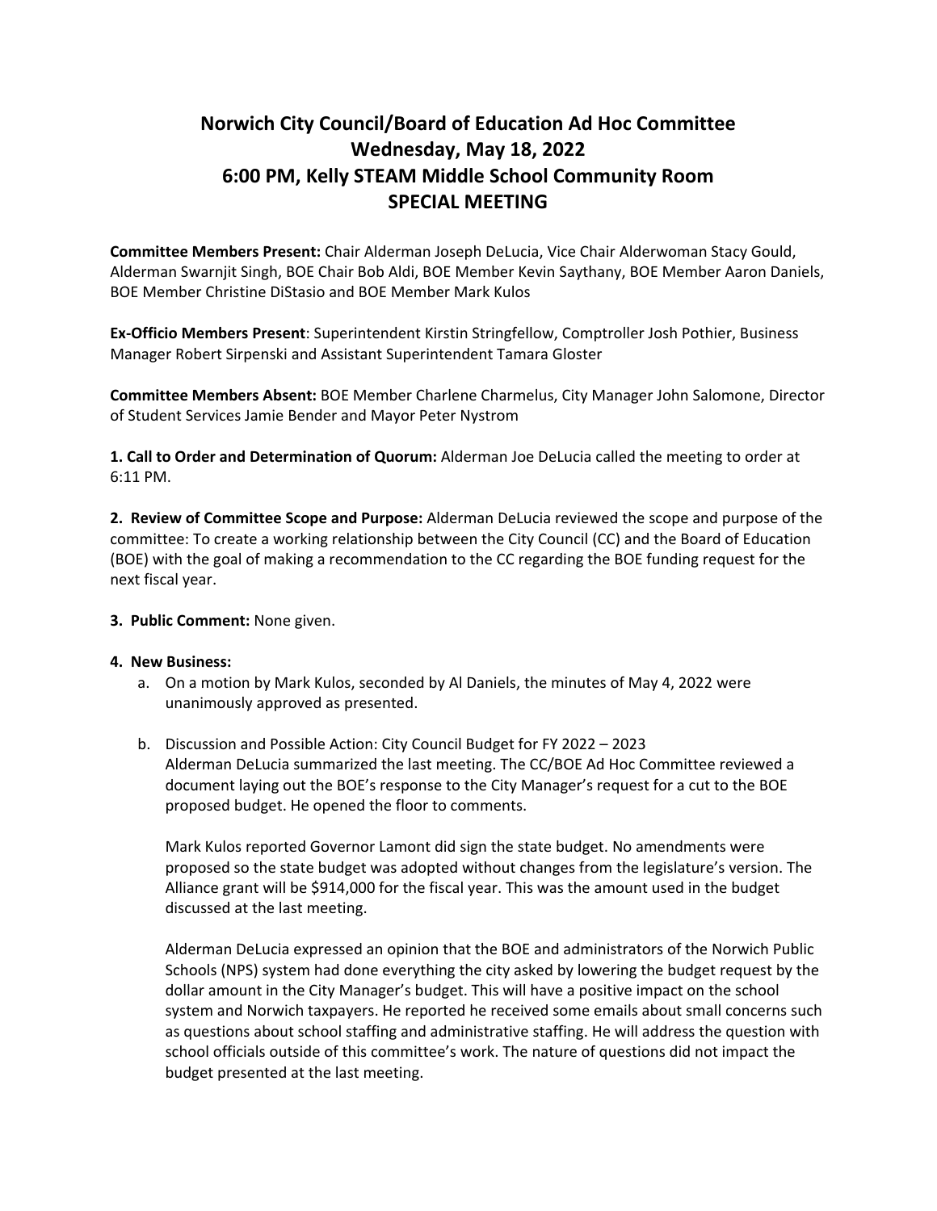# Norwich City Council/Board of Education Ad Hoc Committee
# Wednesday, May 18, 2022
# 6:00 PM, Kelly STEAM Middle School Community Room
# SPECIAL MEETING

**Committee Members Present:** Chair Alderman Joseph DeLucia, Vice Chair Alderwoman Stacy Gould, Alderman Swarnjit Singh, BOE Chair Bob Aldi, BOE Member Kevin Saythany, BOE Member Aaron Daniels, BOE Member Christine DiStasio and BOE Member Mark Kulos

**Ex-Officio Members Present**: Superintendent Kirstin Stringfellow, Comptroller Josh Pothier, Business Manager Robert Sirpenski and Assistant Superintendent Tamara Gloster

**Committee Members Absent:** BOE Member Charlene Charmelus, City Manager John Salomone, Director of Student Services Jamie Bender and Mayor Peter Nystrom

**1. Call to Order and Determination of Quorum:** Alderman Joe DeLucia called the meeting to order at 6:11 PM.

**2. Review of Committee Scope and Purpose:** Alderman DeLucia reviewed the scope and purpose of the committee: To create a working relationship between the City Council (CC) and the Board of Education (BOE) with the goal of making a recommendation to the CC regarding the BOE funding request for the next fiscal year.

**3. Public Comment:** None given.

**4. New Business:**

a. On a motion by Mark Kulos, seconded by Al Daniels, the minutes of May 4, 2022 were unanimously approved as presented.

b. Discussion and Possible Action: City Council Budget for FY 2022 – 2023
   Alderman DeLucia summarized the last meeting. The CC/BOE Ad Hoc Committee reviewed a document laying out the BOE's response to the City Manager's request for a cut to the BOE proposed budget. He opened the floor to comments.

   Mark Kulos reported Governor Lamont did sign the state budget. No amendments were proposed so the state budget was adopted without changes from the legislature's version. The Alliance grant will be $914,000 for the fiscal year. This was the amount used in the budget discussed at the last meeting.

   Alderman DeLucia expressed an opinion that the BOE and administrators of the Norwich Public Schools (NPS) system had done everything the city asked by lowering the budget request by the dollar amount in the City Manager's budget. This will have a positive impact on the school system and Norwich taxpayers. He reported he received some emails about small concerns such as questions about school staffing and administrative staffing. He will address the question with school officials outside of this committee's work. The nature of questions did not impact the budget presented at the last meeting.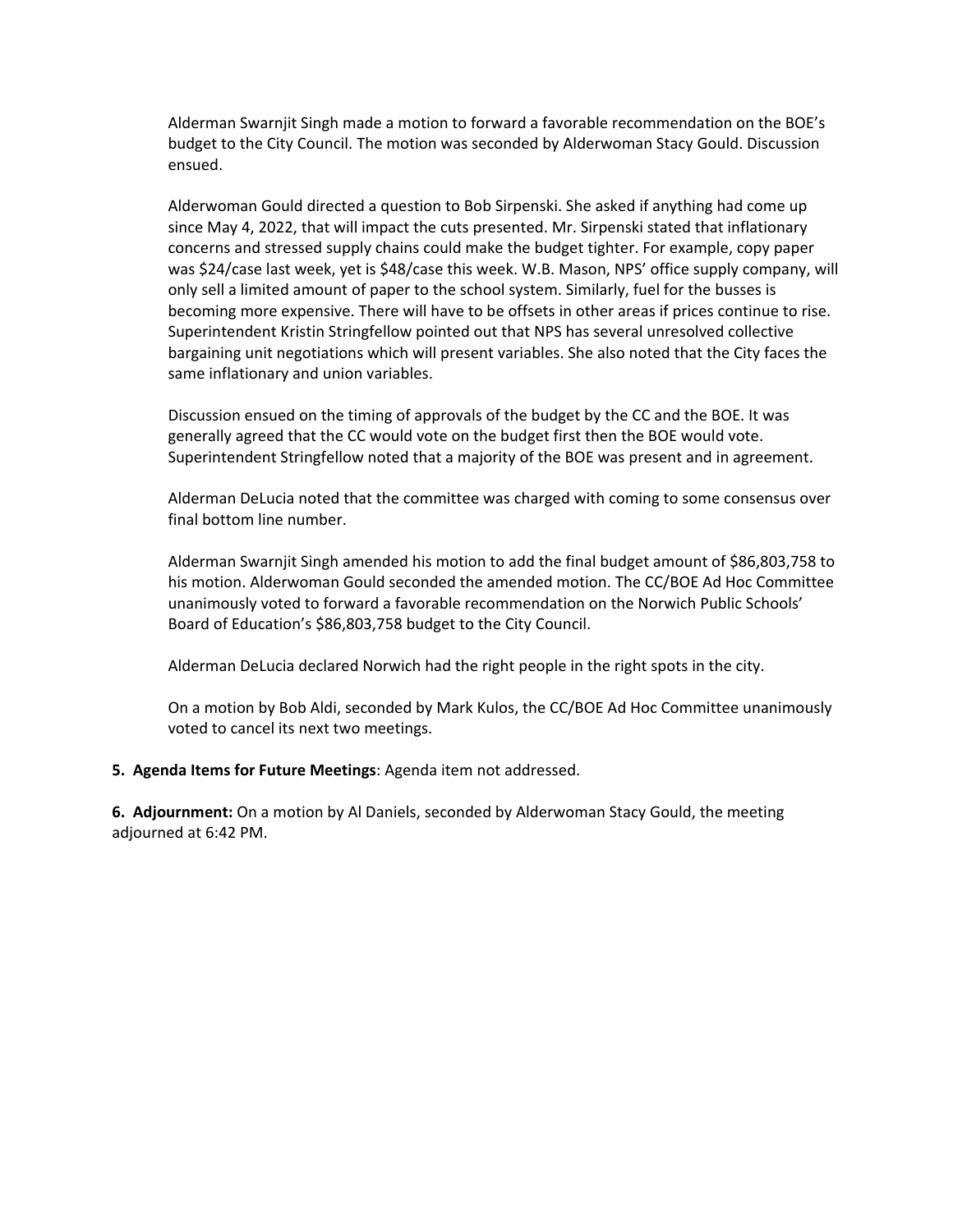Alderman Swarnjit Singh made a motion to forward a favorable recommendation on the BOE's budget to the City Council. The motion was seconded by Alderwoman Stacy Gould. Discussion ensued.

Alderwoman Gould directed a question to Bob Sirpenski. She asked if anything had come up since May 4, 2022, that will impact the cuts presented. Mr. Sirpenski stated that inflationary concerns and stressed supply chains could make the budget tighter. For example, copy paper was $24/case last week, yet is $48/case this week. W.B. Mason, NPS' office supply company, will only sell a limited amount of paper to the school system. Similarly, fuel for the busses is becoming more expensive. There will have to be offsets in other areas if prices continue to rise. Superintendent Kristin Stringfellow pointed out that NPS has several unresolved collective bargaining unit negotiations which will present variables. She also noted that the City faces the same inflationary and union variables.

Discussion ensued on the timing of approvals of the budget by the CC and the BOE. It was generally agreed that the CC would vote on the budget first then the BOE would vote. Superintendent Stringfellow noted that a majority of the BOE was present and in agreement.

Alderman DeLucia noted that the committee was charged with coming to some consensus over final bottom line number.

Alderman Swarnjit Singh amended his motion to add the final budget amount of $86,803,758 to his motion. Alderwoman Gould seconded the amended motion. The CC/BOE Ad Hoc Committee unanimously voted to forward a favorable recommendation on the Norwich Public Schools' Board of Education's $86,803,758 budget to the City Council.

Alderman DeLucia declared Norwich had the right people in the right spots in the city.

On a motion by Bob Aldi, seconded by Mark Kulos, the CC/BOE Ad Hoc Committee unanimously voted to cancel its next two meetings.

**5. Agenda Items for Future Meetings**: Agenda item not addressed.

**6. Adjournment:** On a motion by Al Daniels, seconded by Alderwoman Stacy Gould, the meeting adjourned at 6:42 PM.